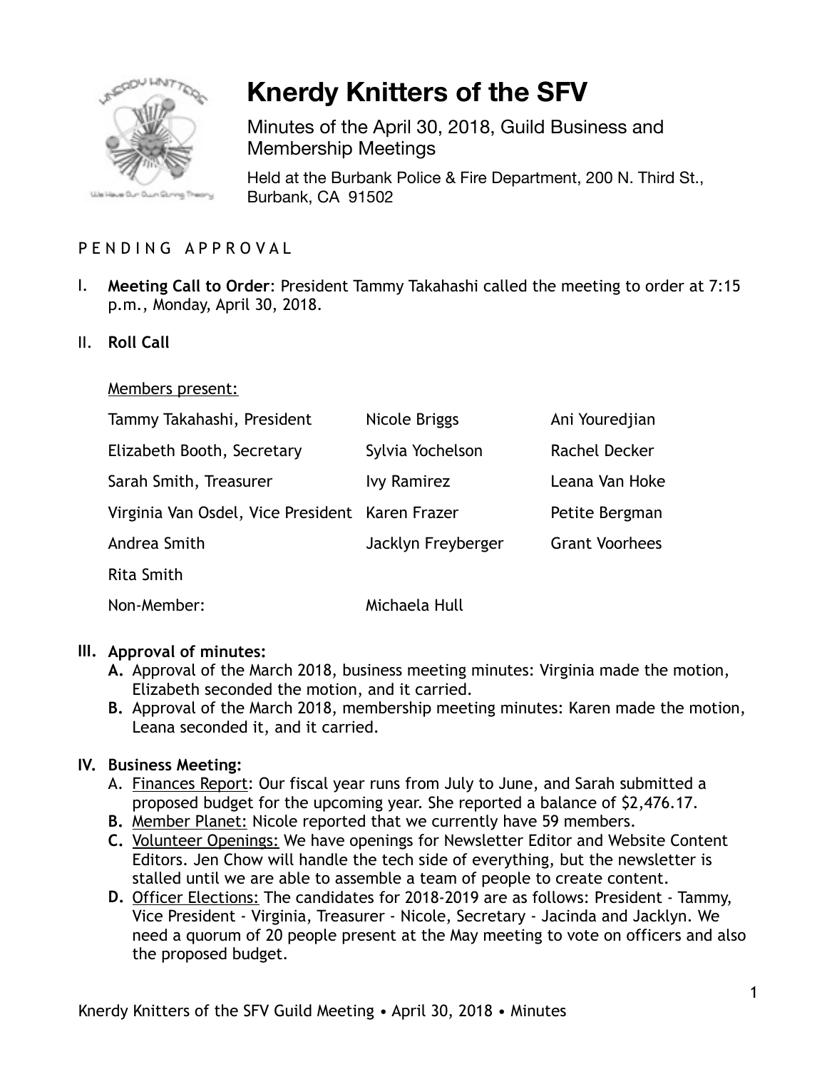# Knerdy Knitters of the SFV

Minutes of the April 30, 2018, Guild Business and Membership Meetings

Held at the Burbank Police & Fire Department, 200 N. Third St., Burbank, CA 91502

P E N D I N G   A P P R O V A L

I. **Meeting Call to Order**: President Tammy Takahashi called the meeting to order at 7:15 p.m., Monday, April 30, 2018.

II. **Roll Call**

Members present:

| | | |
|---|---|---|
| Tammy Takahashi, President | Nicole Briggs | Ani Youredjian |
| Elizabeth Booth, Secretary | Sylvia Yochelson | Rachel Decker |
| Sarah Smith, Treasurer | Ivy Ramirez | Leana Van Hoke |
| Virginia Van Osdel, Vice President | Karen Frazer | Petite Bergman |
| Andrea Smith | Jacklyn Freyberger | Grant Voorhees |
| Rita Smith | | |
| Non-Member: | Michaela Hull | |

III. **Approval of minutes:**

**A.** Approval of the March 2018, business meeting minutes: Virginia made the motion, Elizabeth seconded the motion, and it carried.

**B.** Approval of the March 2018, membership meeting minutes: Karen made the motion, Leana seconded it, and it carried.

IV. **Business Meeting:**

A. Finances Report: Our fiscal year runs from July to June, and Sarah submitted a proposed budget for the upcoming year. She reported a balance of $2,476.17.

**B.** Member Planet: Nicole reported that we currently have 59 members.

**C.** Volunteer Openings: We have openings for Newsletter Editor and Website Content Editors. Jen Chow will handle the tech side of everything, but the newsletter is stalled until we are able to assemble a team of people to create content.

**D.** Officer Elections: The candidates for 2018-2019 are as follows: President - Tammy, Vice President - Virginia, Treasurer - Nicole, Secretary - Jacinda and Jacklyn. We need a quorum of 20 people present at the May meeting to vote on officers and also the proposed budget.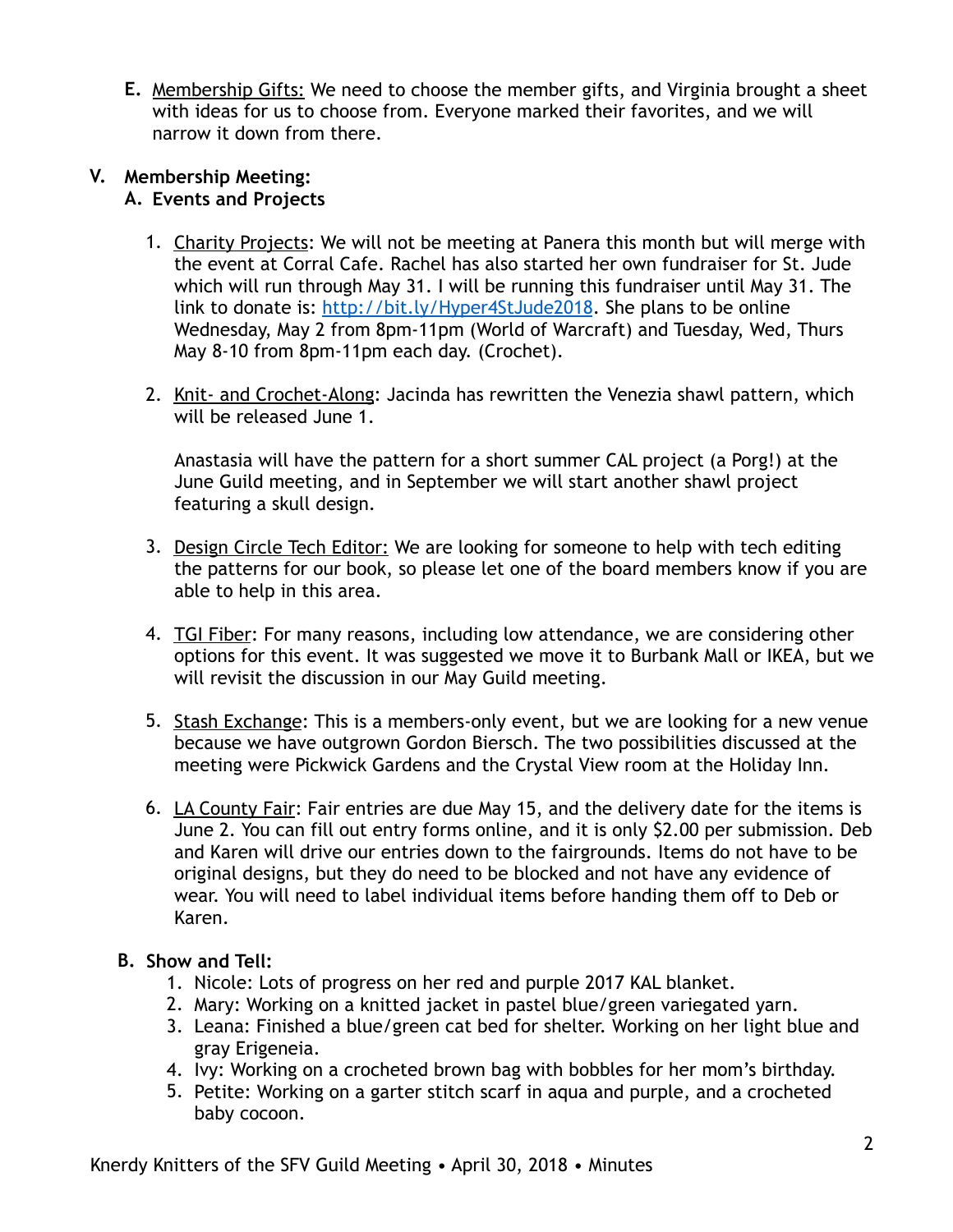E. <u>Membership Gifts:</u> We need to choose the member gifts, and Virginia brought a sheet with ideas for us to choose from. Everyone marked their favorites, and we will narrow it down from there.

## V. Membership Meeting:

### A. Events and Projects

1. <u>Charity Projects</u>: We will not be meeting at Panera this month but will merge with the event at Corral Cafe. Rachel has also started her own fundraiser for St. Jude which will run through May 31. I will be running this fundraiser until May 31. The link to donate is: [http://bit.ly/Hyper4StJude2018](http://bit.ly/Hyper4StJude2018). She plans to be online Wednesday, May 2 from 8pm-11pm (World of Warcraft) and Tuesday, Wed, Thurs May 8-10 from 8pm-11pm each day. (Crochet).

2. <u>Knit- and Crochet-Along</u>: Jacinda has rewritten the Venezia shawl pattern, which will be released June 1.

   Anastasia will have the pattern for a short summer CAL project (a Porg!) at the June Guild meeting, and in September we will start another shawl project featuring a skull design.

3. <u>Design Circle Tech Editor:</u> We are looking for someone to help with tech editing the patterns for our book, so please let one of the board members know if you are able to help in this area.

4. <u>TGI Fiber</u>: For many reasons, including low attendance, we are considering other options for this event. It was suggested we move it to Burbank Mall or IKEA, but we will revisit the discussion in our May Guild meeting.

5. <u>Stash Exchange</u>: This is a members-only event, but we are looking for a new venue because we have outgrown Gordon Biersch. The two possibilities discussed at the meeting were Pickwick Gardens and the Crystal View room at the Holiday Inn.

6. <u>LA County Fair</u>: Fair entries are due May 15, and the delivery date for the items is June 2. You can fill out entry forms online, and it is only $2.00 per submission. Deb and Karen will drive our entries down to the fairgrounds. Items do not have to be original designs, but they do need to be blocked and not have any evidence of wear. You will need to label individual items before handing them off to Deb or Karen.

### B. Show and Tell:

1. Nicole: Lots of progress on her red and purple 2017 KAL blanket.
2. Mary: Working on a knitted jacket in pastel blue/green variegated yarn.
3. Leana: Finished a blue/green cat bed for shelter. Working on her light blue and gray Erigeneia.
4. Ivy: Working on a crocheted brown bag with bobbles for her mom's birthday.
5. Petite: Working on a garter stitch scarf in aqua and purple, and a crocheted baby cocoon.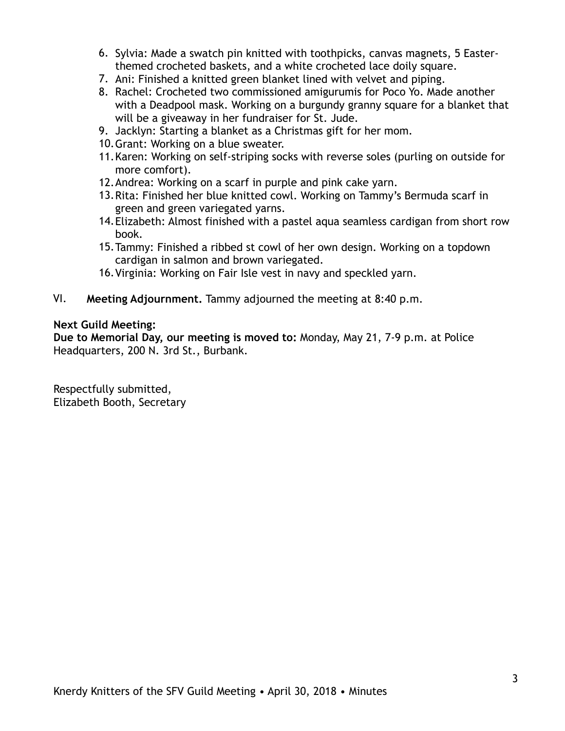6. Sylvia: Made a swatch pin knitted with toothpicks, canvas magnets, 5 Easter-themed crocheted baskets, and a white crocheted lace doily square.
7. Ani: Finished a knitted green blanket lined with velvet and piping.
8. Rachel: Crocheted two commissioned amigurumis for Poco Yo. Made another with a Deadpool mask. Working on a burgundy granny square for a blanket that will be a giveaway in her fundraiser for St. Jude.
9. Jacklyn: Starting a blanket as a Christmas gift for her mom.
10. Grant: Working on a blue sweater.
11. Karen: Working on self-striping socks with reverse soles (purling on outside for more comfort).
12. Andrea: Working on a scarf in purple and pink cake yarn.
13. Rita: Finished her blue knitted cowl. Working on Tammy's Bermuda scarf in green and green variegated yarns.
14. Elizabeth: Almost finished with a pastel aqua seamless cardigan from short row book.
15. Tammy: Finished a ribbed st cowl of her own design. Working on a topdown cardigan in salmon and brown variegated.
16. Virginia: Working on Fair Isle vest in navy and speckled yarn.

VI. **Meeting Adjournment.** Tammy adjourned the meeting at 8:40 p.m.

**Next Guild Meeting:**
**Due to Memorial Day, our meeting is moved to:** Monday, May 21, 7-9 p.m. at Police Headquarters, 200 N. 3rd St., Burbank.

Respectfully submitted,
Elizabeth Booth, Secretary